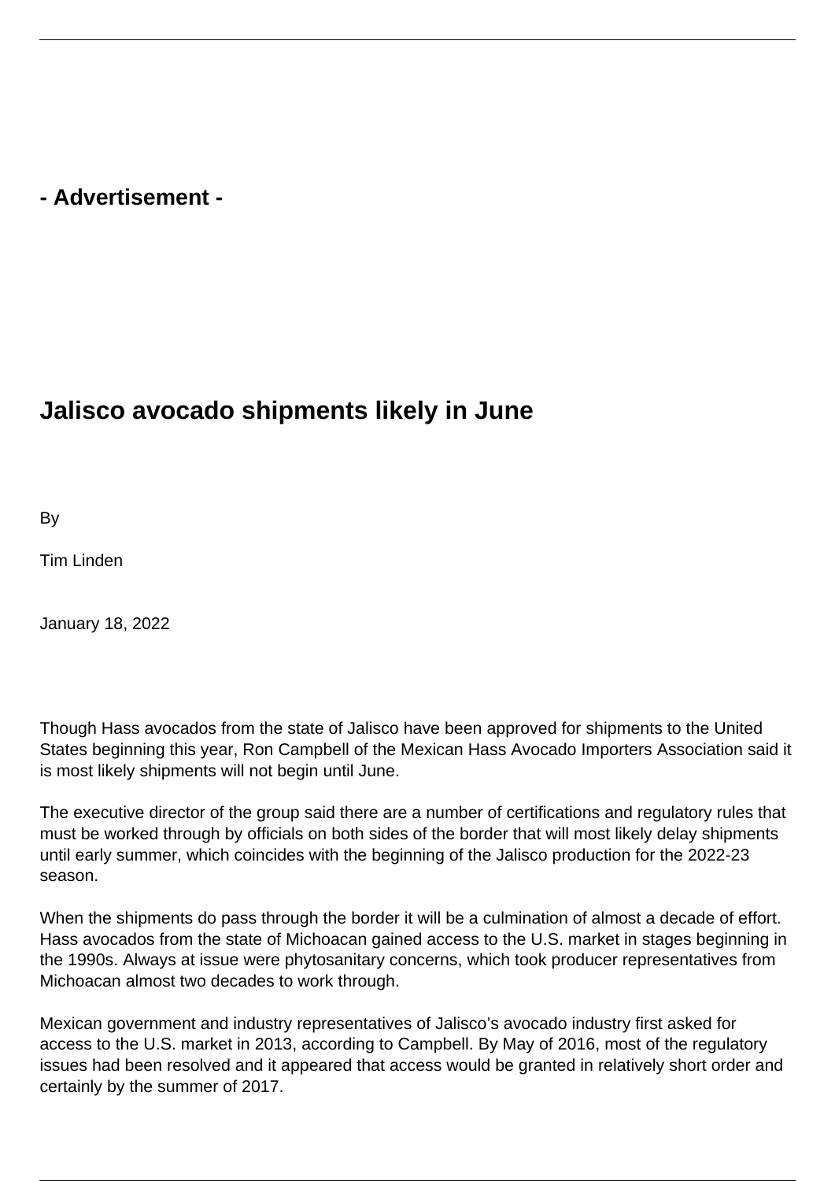- Advertisement -

# Jalisco avocado shipments likely in June

By

Tim Linden

January 18, 2022

Though Hass avocados from the state of Jalisco have been approved for shipments to the United States beginning this year, Ron Campbell of the Mexican Hass Avocado Importers Association said it is most likely shipments will not begin until June.

The executive director of the group said there are a number of certifications and regulatory rules that must be worked through by officials on both sides of the border that will most likely delay shipments until early summer, which coincides with the beginning of the Jalisco production for the 2022-23 season.

When the shipments do pass through the border it will be a culmination of almost a decade of effort. Hass avocados from the state of Michoacan gained access to the U.S. market in stages beginning in the 1990s. Always at issue were phytosanitary concerns, which took producer representatives from Michoacan almost two decades to work through.

Mexican government and industry representatives of Jalisco's avocado industry first asked for access to the U.S. market in 2013, according to Campbell. By May of 2016, most of the regulatory issues had been resolved and it appeared that access would be granted in relatively short order and certainly by the summer of 2017.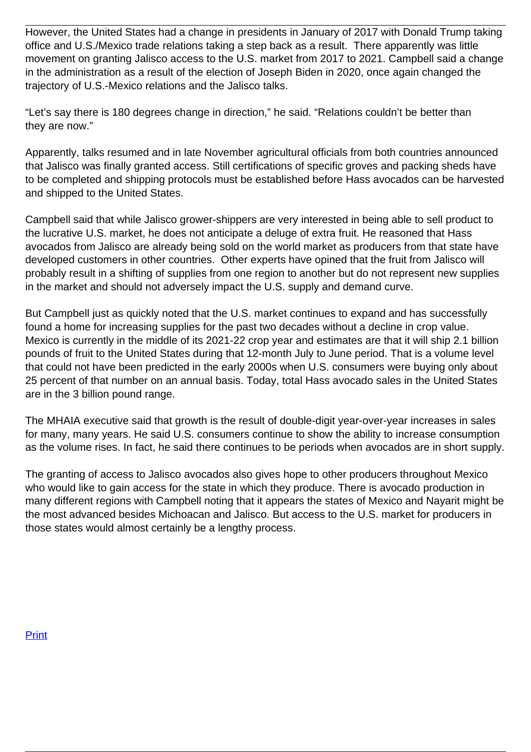However, the United States had a change in presidents in January of 2017 with Donald Trump taking office and U.S./Mexico trade relations taking a step back as a result. There apparently was little movement on granting Jalisco access to the U.S. market from 2017 to 2021. Campbell said a change in the administration as a result of the election of Joseph Biden in 2020, once again changed the trajectory of U.S.-Mexico relations and the Jalisco talks.

"Let's say there is 180 degrees change in direction," he said. "Relations couldn't be better than they are now."

Apparently, talks resumed and in late November agricultural officials from both countries announced that Jalisco was finally granted access. Still certifications of specific groves and packing sheds have to be completed and shipping protocols must be established before Hass avocados can be harvested and shipped to the United States.

Campbell said that while Jalisco grower-shippers are very interested in being able to sell product to the lucrative U.S. market, he does not anticipate a deluge of extra fruit. He reasoned that Hass avocados from Jalisco are already being sold on the world market as producers from that state have developed customers in other countries. Other experts have opined that the fruit from Jalisco will probably result in a shifting of supplies from one region to another but do not represent new supplies in the market and should not adversely impact the U.S. supply and demand curve.

But Campbell just as quickly noted that the U.S. market continues to expand and has successfully found a home for increasing supplies for the past two decades without a decline in crop value. Mexico is currently in the middle of its 2021-22 crop year and estimates are that it will ship 2.1 billion pounds of fruit to the United States during that 12-month July to June period. That is a volume level that could not have been predicted in the early 2000s when U.S. consumers were buying only about 25 percent of that number on an annual basis. Today, total Hass avocado sales in the United States are in the 3 billion pound range.

The MHAIA executive said that growth is the result of double-digit year-over-year increases in sales for many, many years. He said U.S. consumers continue to show the ability to increase consumption as the volume rises. In fact, he said there continues to be periods when avocados are in short supply.

The granting of access to Jalisco avocados also gives hope to other producers throughout Mexico who would like to gain access for the state in which they produce. There is avocado production in many different regions with Campbell noting that it appears the states of Mexico and Nayarit might be the most advanced besides Michoacan and Jalisco. But access to the U.S. market for producers in those states would almost certainly be a lengthy process.

Print